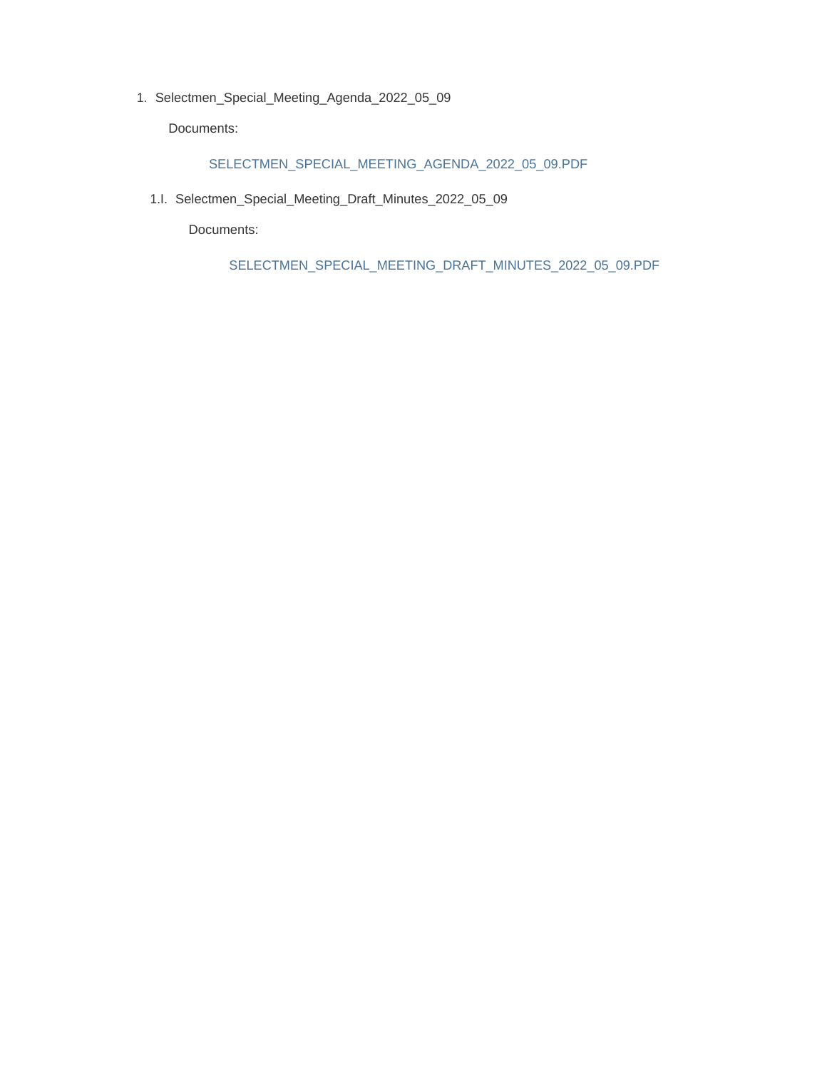1. Selectmen_Special_Meeting_Agenda_2022_05_09

   Documents:

   SELECTMEN_SPECIAL_MEETING_AGENDA_2022_05_09.PDF

   1.I. Selectmen_Special_Meeting_Draft_Minutes_2022_05_09

   Documents:

   SELECTMEN_SPECIAL_MEETING_DRAFT_MINUTES_2022_05_09.PDF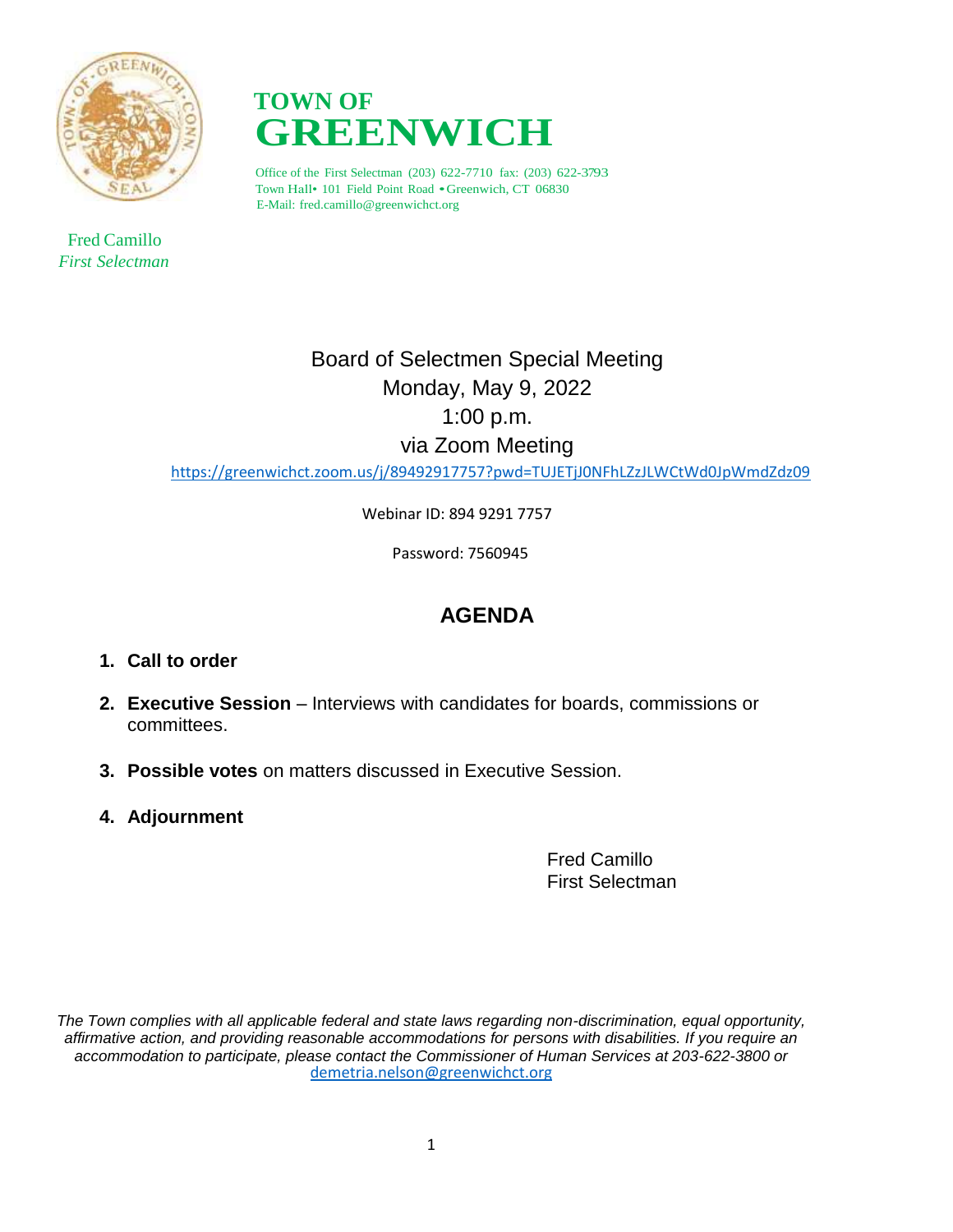# TOWN OF GREENWICH

Office of the First Selectman (203) 622-7710 fax: (203) 622-3793
Town Hall• 101 Field Point Road • Greenwich, CT 06830
E-Mail: fred.camillo@greenwichct.org

Fred Camillo
*First Selectman*

Board of Selectmen Special Meeting
Monday, May 9, 2022
1:00 p.m.
via Zoom Meeting

https://greenwichct.zoom.us/j/89492917757?pwd=TUJETjJ0NFhLZzJLWCtWd0JpWmdZdz09

Webinar ID: 894 9291 7757

Password: 7560945

## AGENDA

1. **Call to order**

2. **Executive Session** – Interviews with candidates for boards, commissions or committees.

3. **Possible votes** on matters discussed in Executive Session.

4. **Adjournment**

Fred Camillo
First Selectman

*The Town complies with all applicable federal and state laws regarding non-discrimination, equal opportunity, affirmative action, and providing reasonable accommodations for persons with disabilities. If you require an accommodation to participate, please contact the Commissioner of Human Services at 203-622-3800 or* demetria.nelson@greenwichct.org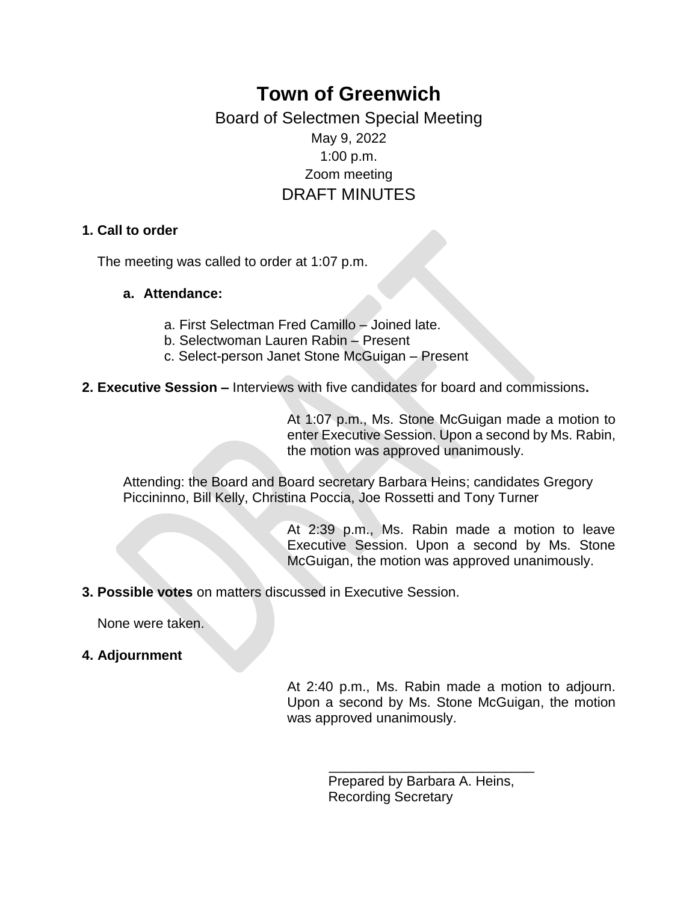# Town of Greenwich

## Board of Selectmen Special Meeting

May 9, 2022

1:00 p.m.

Zoom meeting

## DRAFT MINUTES

**1. Call to order**

The meeting was called to order at 1:07 p.m.

**a. Attendance:**

a. First Selectman Fred Camillo – Joined late.
b. Selectwoman Lauren Rabin – Present
c. Select-person Janet Stone McGuigan – Present

**2. Executive Session –** Interviews with five candidates for board and commissions**.**

At 1:07 p.m., Ms. Stone McGuigan made a motion to enter Executive Session. Upon a second by Ms. Rabin, the motion was approved unanimously.

Attending: the Board and Board secretary Barbara Heins; candidates Gregory Piccininno, Bill Kelly, Christina Poccia, Joe Rossetti and Tony Turner

At 2:39 p.m., Ms. Rabin made a motion to leave Executive Session. Upon a second by Ms. Stone McGuigan, the motion was approved unanimously.

**3. Possible votes** on matters discussed in Executive Session.

None were taken.

**4. Adjournment**

At 2:40 p.m., Ms. Rabin made a motion to adjourn. Upon a second by Ms. Stone McGuigan, the motion was approved unanimously.

\_\_\_\_\_\_\_\_\_\_\_\_\_\_\_\_\_\_\_\_\_\_\_\_\_\_\_\_

Prepared by Barbara A. Heins,
Recording Secretary